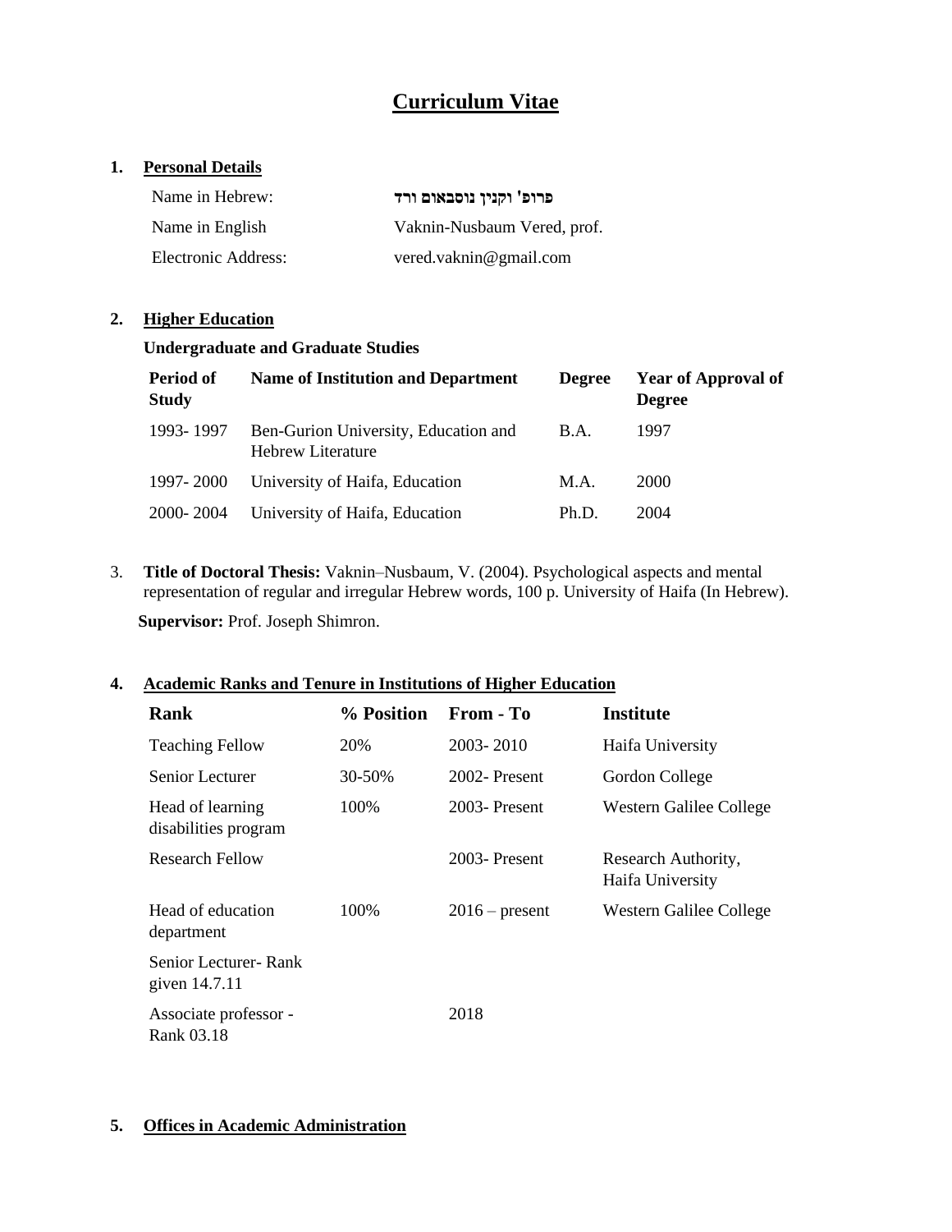# Curriculum Vitae

## 1. Personal Details

| | |
|---|---|
| Name in Hebrew: | **פרופ' וקנין נוסבאום ורד** |
| Name in English | Vaknin-Nusbaum Vered, prof. |
| Electronic Address: | vered.vaknin@gmail.com |

## 2. Higher Education

**Undergraduate and Graduate Studies**

| Period of Study | Name of Institution and Department | Degree | Year of Approval of Degree |
|---|---|---|---|
| 1993- 1997 | Ben-Gurion University, Education and Hebrew Literature | B.A. | 1997 |
| 1997- 2000 | University of Haifa, Education | M.A. | 2000 |
| 2000- 2004 | University of Haifa, Education | Ph.D. | 2004 |

3. **Title of Doctoral Thesis:** Vaknin–Nusbaum, V. (2004). Psychological aspects and mental representation of regular and irregular Hebrew words, 100 p. University of Haifa (In Hebrew).

**Supervisor:** Prof. Joseph Shimron.

## 4. Academic Ranks and Tenure in Institutions of Higher Education

| Rank | % Position | From - To | Institute |
|---|---|---|---|
| Teaching Fellow | 20% | 2003- 2010 | Haifa University |
| Senior Lecturer | 30-50% | 2002- Present | Gordon College |
| Head of learning disabilities program | 100% | 2003- Present | Western Galilee College |
| Research Fellow | | 2003- Present | Research Authority, Haifa University |
| Head of education department | 100% | 2016 – present | Western Galilee College |
| Senior Lecturer- Rank given 14.7.11 | | | |
| Associate professor - Rank 03.18 | | 2018 | |

## 5. Offices in Academic Administration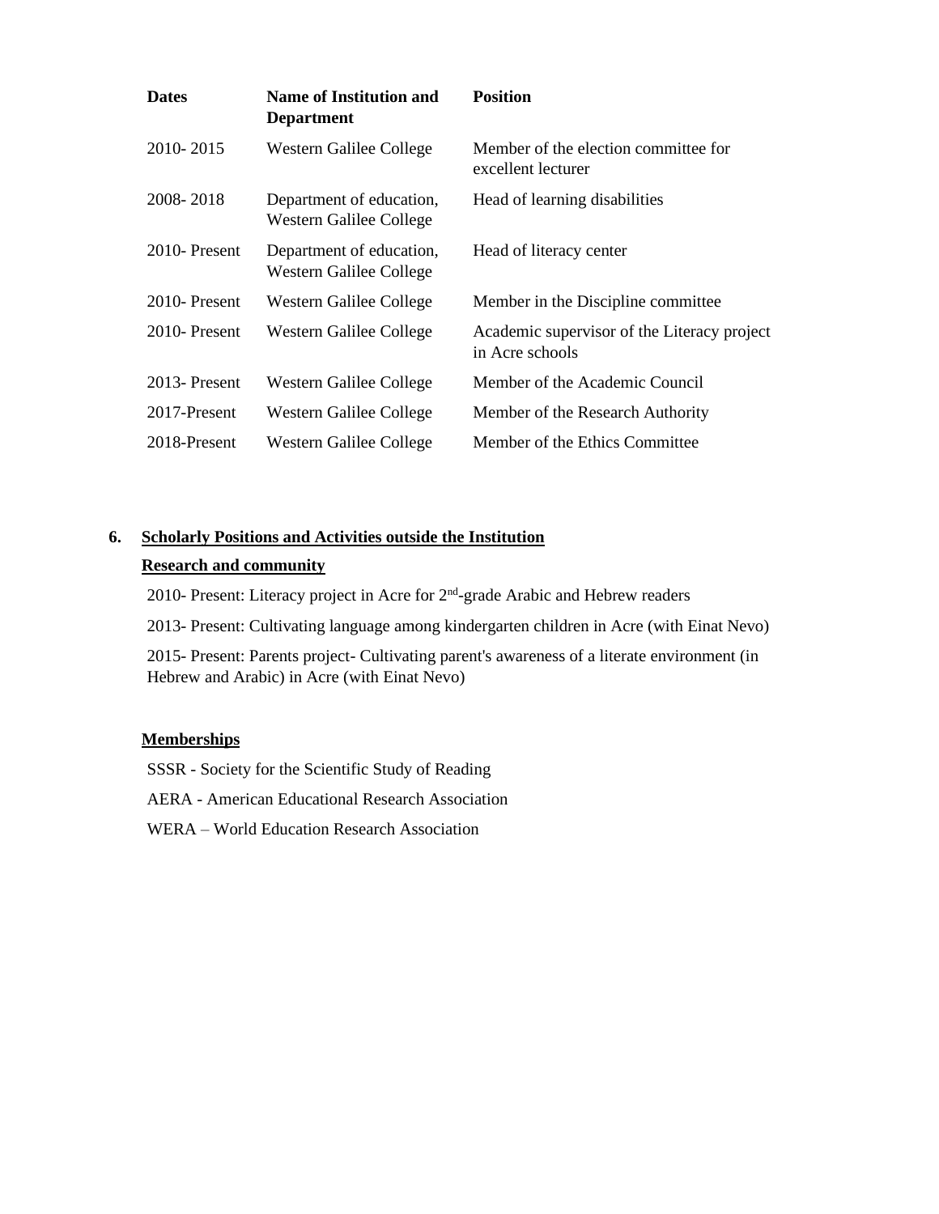| Dates | Name of Institution and Department | Position |
| --- | --- | --- |
| 2010- 2015 | Western Galilee College | Member of the election committee for excellent lecturer |
| 2008- 2018 | Department of education, Western Galilee College | Head of learning disabilities |
| 2010- Present | Department of education, Western Galilee College | Head of literacy center |
| 2010- Present | Western Galilee College | Member in the Discipline committee |
| 2010- Present | Western Galilee College | Academic supervisor of the Literacy project in Acre schools |
| 2013- Present | Western Galilee College | Member of the Academic Council |
| 2017-Present | Western Galilee College | Member of the Research Authority |
| 2018-Present | Western Galilee College | Member of the Ethics Committee |

## 6. Scholarly Positions and Activities outside the Institution

### Research and community

2010- Present: Literacy project in Acre for 2nd-grade Arabic and Hebrew readers

2013- Present: Cultivating language among kindergarten children in Acre (with Einat Nevo)

2015- Present: Parents project- Cultivating parent's awareness of a literate environment (in Hebrew and Arabic) in Acre (with Einat Nevo)

### Memberships

SSSR - Society for the Scientific Study of Reading

AERA - American Educational Research Association

WERA – World Education Research Association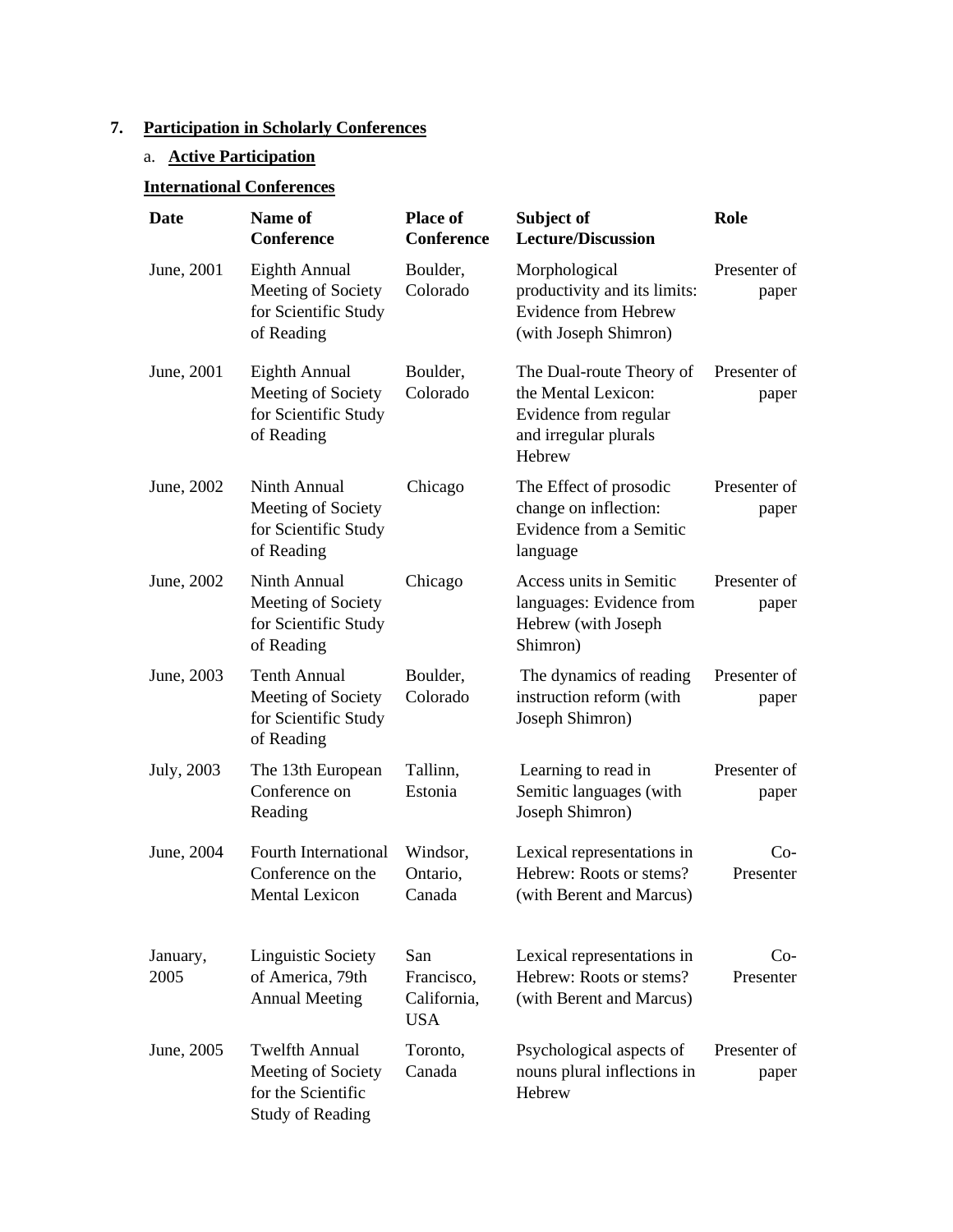## 7. Participation in Scholarly Conferences

### a. Active Participation

**International Conferences**

| Date | Name of Conference | Place of Conference | Subject of Lecture/Discussion | Role |
|---|---|---|---|---|
| June, 2001 | Eighth Annual Meeting of Society for Scientific Study of Reading | Boulder, Colorado | Morphological productivity and its limits: Evidence from Hebrew (with Joseph Shimron) | Presenter of paper |
| June, 2001 | Eighth Annual Meeting of Society for Scientific Study of Reading | Boulder, Colorado | The Dual-route Theory of the Mental Lexicon: Evidence from regular and irregular plurals Hebrew | Presenter of paper |
| June, 2002 | Ninth Annual Meeting of Society for Scientific Study of Reading | Chicago | The Effect of prosodic change on inflection: Evidence from a Semitic language | Presenter of paper |
| June, 2002 | Ninth Annual Meeting of Society for Scientific Study of Reading | Chicago | Access units in Semitic languages: Evidence from Hebrew (with Joseph Shimron) | Presenter of paper |
| June, 2003 | Tenth Annual Meeting of Society for Scientific Study of Reading | Boulder, Colorado | The dynamics of reading instruction reform (with Joseph Shimron) | Presenter of paper |
| July, 2003 | The 13th European Conference on Reading | Tallinn, Estonia | Learning to read in Semitic languages (with Joseph Shimron) | Presenter of paper |
| June, 2004 | Fourth International Conference on the Mental Lexicon | Windsor, Ontario, Canada | Lexical representations in Hebrew: Roots or stems? (with Berent and Marcus) | Co-Presenter |
| January, 2005 | Linguistic Society of America, 79th Annual Meeting | San Francisco, California, USA | Lexical representations in Hebrew: Roots or stems? (with Berent and Marcus) | Co-Presenter |
| June, 2005 | Twelfth Annual Meeting of Society for the Scientific Study of Reading | Toronto, Canada | Psychological aspects of nouns plural inflections in Hebrew | Presenter of paper |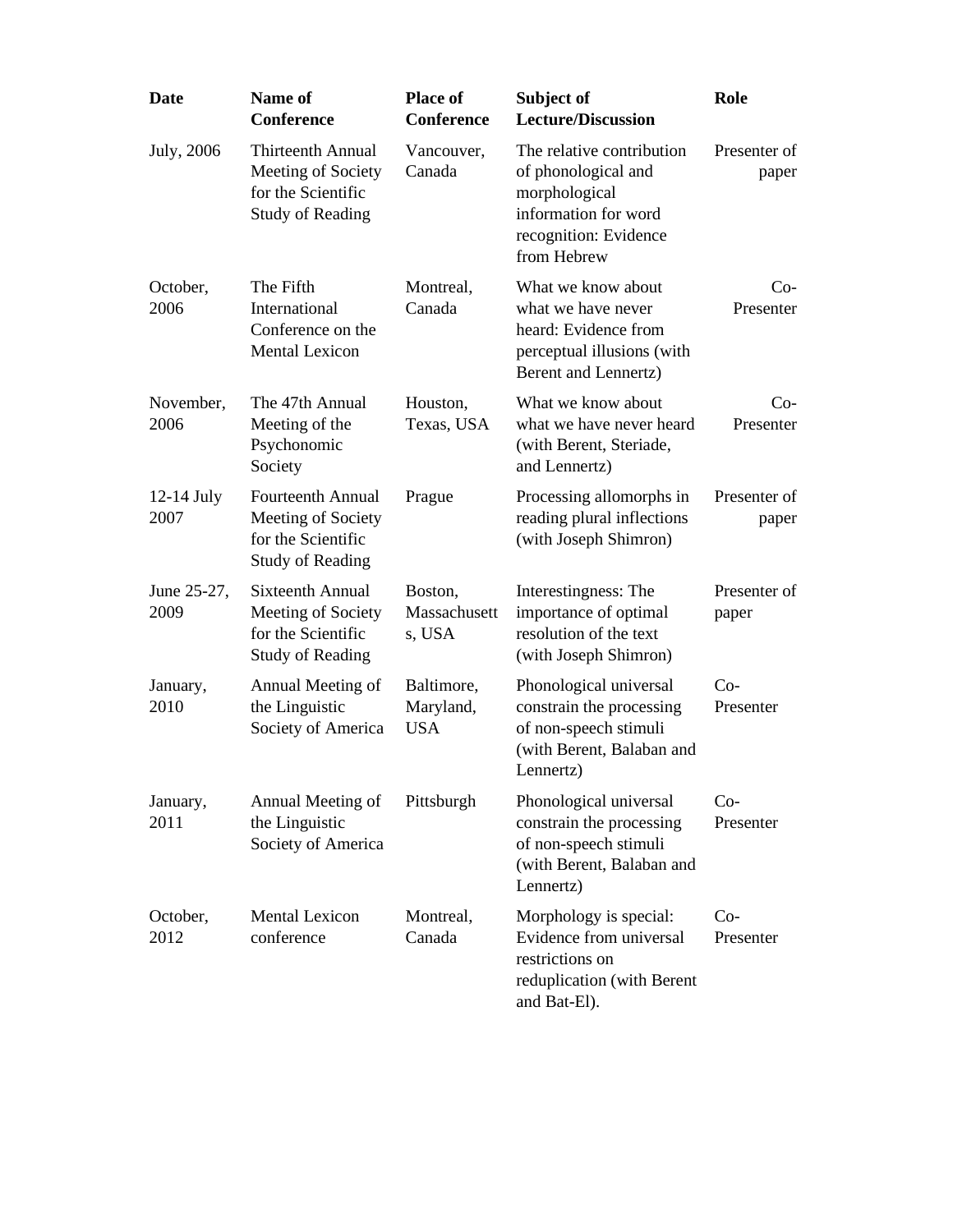| Date | Name of Conference | Place of Conference | Subject of Lecture/Discussion | Role |
|---|---|---|---|---|
| July, 2006 | Thirteenth Annual Meeting of Society for the Scientific Study of Reading | Vancouver, Canada | The relative contribution of phonological and morphological information for word recognition: Evidence from Hebrew | Presenter of paper |
| October, 2006 | The Fifth International Conference on the Mental Lexicon | Montreal, Canada | What we know about what we have never heard: Evidence from perceptual illusions (with Berent and Lennertz) | Co-Presenter |
| November, 2006 | The 47th Annual Meeting of the Psychonomic Society | Houston, Texas, USA | What we know about what we have never heard (with Berent, Steriade, and Lennertz) | Co-Presenter |
| 12-14 July 2007 | Fourteenth Annual Meeting of Society for the Scientific Study of Reading | Prague | Processing allomorphs in reading plural inflections (with Joseph Shimron) | Presenter of paper |
| June 25-27, 2009 | Sixteenth Annual Meeting of Society for the Scientific Study of Reading | Boston, Massachusetts, USA | Interestingness: The importance of optimal resolution of the text (with Joseph Shimron) | Presenter of paper |
| January, 2010 | Annual Meeting of the Linguistic Society of America | Baltimore, Maryland, USA | Phonological universal constrain the processing of non-speech stimuli (with Berent, Balaban and Lennertz) | Co-Presenter |
| January, 2011 | Annual Meeting of the Linguistic Society of America | Pittsburgh | Phonological universal constrain the processing of non-speech stimuli (with Berent, Balaban and Lennertz) | Co-Presenter |
| October, 2012 | Mental Lexicon conference | Montreal, Canada | Morphology is special: Evidence from universal restrictions on reduplication (with Berent and Bat-El). | Co-Presenter |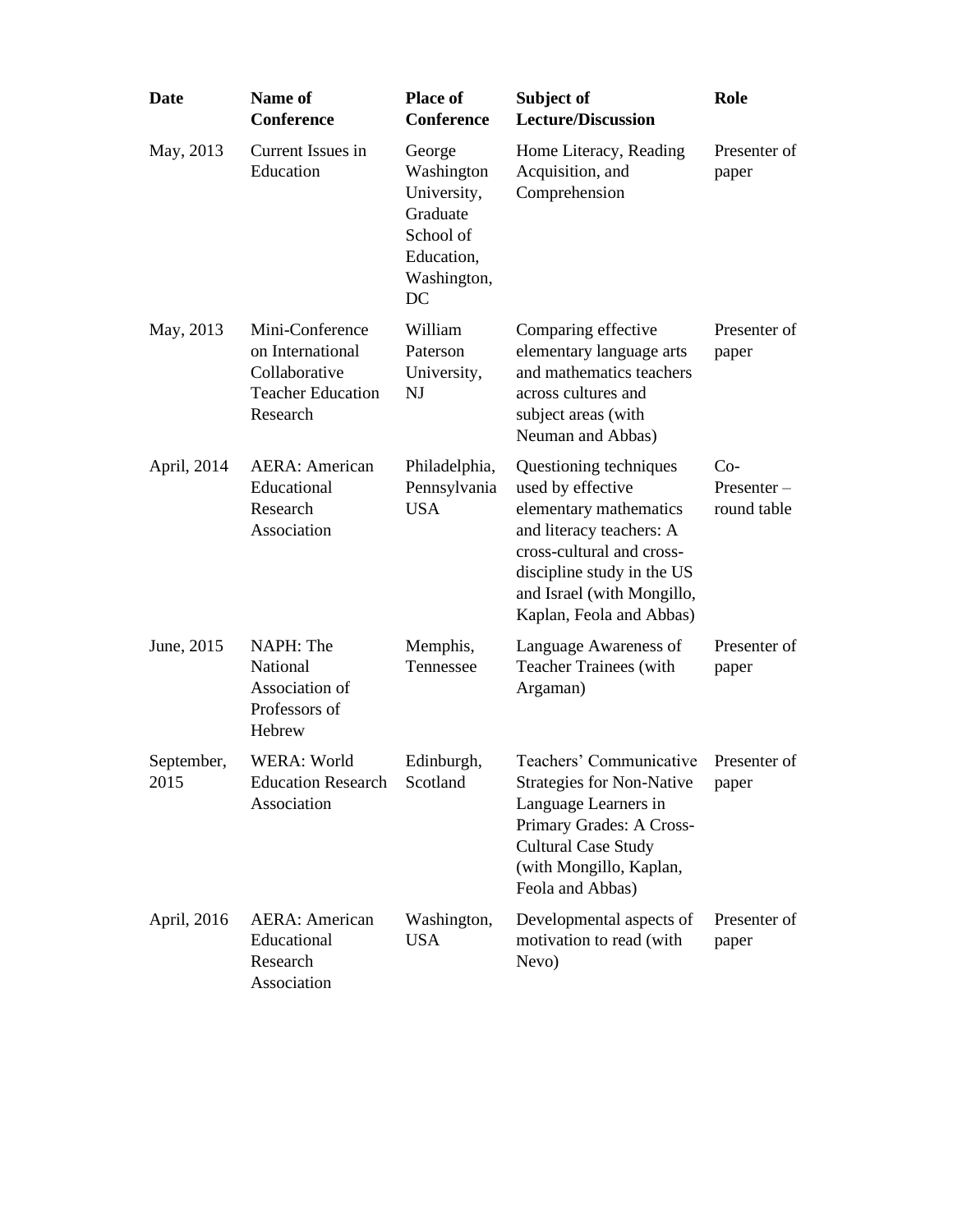| Date | Name of Conference | Place of Conference | Subject of Lecture/Discussion | Role |
|---|---|---|---|---|
| May, 2013 | Current Issues in Education | George Washington University, Graduate School of Education, Washington, DC | Home Literacy, Reading Acquisition, and Comprehension | Presenter of paper |
| May, 2013 | Mini-Conference on International Collaborative Teacher Education Research | William Paterson University, NJ | Comparing effective elementary language arts and mathematics teachers across cultures and subject areas (with Neuman and Abbas) | Presenter of paper |
| April, 2014 | AERA: American Educational Research Association | Philadelphia, Pennsylvania USA | Questioning techniques used by effective elementary mathematics and literacy teachers: A cross-cultural and cross-discipline study in the US and Israel (with Mongillo, Kaplan, Feola and Abbas) | Co-Presenter – round table |
| June, 2015 | NAPH: The National Association of Professors of Hebrew | Memphis, Tennessee | Language Awareness of Teacher Trainees (with Argaman) | Presenter of paper |
| September, 2015 | WERA: World Education Research Association | Edinburgh, Scotland | Teachers' Communicative Strategies for Non-Native Language Learners in Primary Grades: A Cross-Cultural Case Study (with Mongillo, Kaplan, Feola and Abbas) | Presenter of paper |
| April, 2016 | AERA: American Educational Research Association | Washington, USA | Developmental aspects of motivation to read (with Nevo) | Presenter of paper |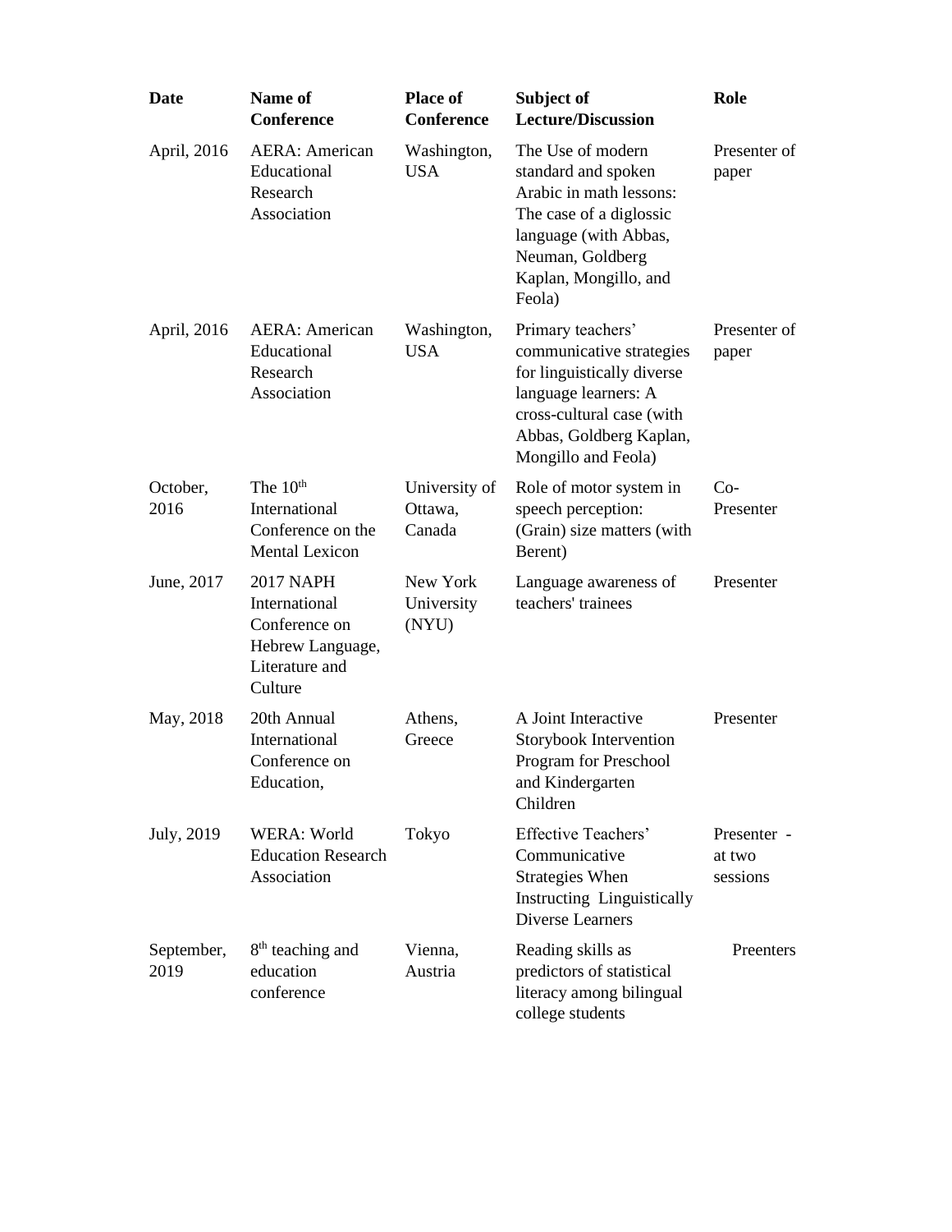| Date | Name of Conference | Place of Conference | Subject of Lecture/Discussion | Role |
|---|---|---|---|---|
| April, 2016 | AERA: American Educational Research Association | Washington, USA | The Use of modern standard and spoken Arabic in math lessons: The case of a diglossic language (with Abbas, Neuman, Goldberg Kaplan, Mongillo, and Feola) | Presenter of paper |
| April, 2016 | AERA: American Educational Research Association | Washington, USA | Primary teachers' communicative strategies for linguistically diverse language learners: A cross-cultural case (with Abbas, Goldberg Kaplan, Mongillo and Feola) | Presenter of paper |
| October, 2016 | The 10th International Conference on the Mental Lexicon | University of Ottawa, Canada | Role of motor system in speech perception: (Grain) size matters (with Berent) | Co-Presenter |
| June, 2017 | 2017 NAPH International Conference on Hebrew Language, Literature and Culture | New York University (NYU) | Language awareness of teachers' trainees | Presenter |
| May, 2018 | 20th Annual International Conference on Education, | Athens, Greece | A Joint Interactive Storybook Intervention Program for Preschool and Kindergarten Children | Presenter |
| July, 2019 | WERA: World Education Research Association | Tokyo | Effective Teachers' Communicative Strategies When Instructing Linguistically Diverse Learners | Presenter - at two sessions |
| September, 2019 | 8th teaching and education conference | Vienna, Austria | Reading skills as predictors of statistical literacy among bilingual college students | Preenters |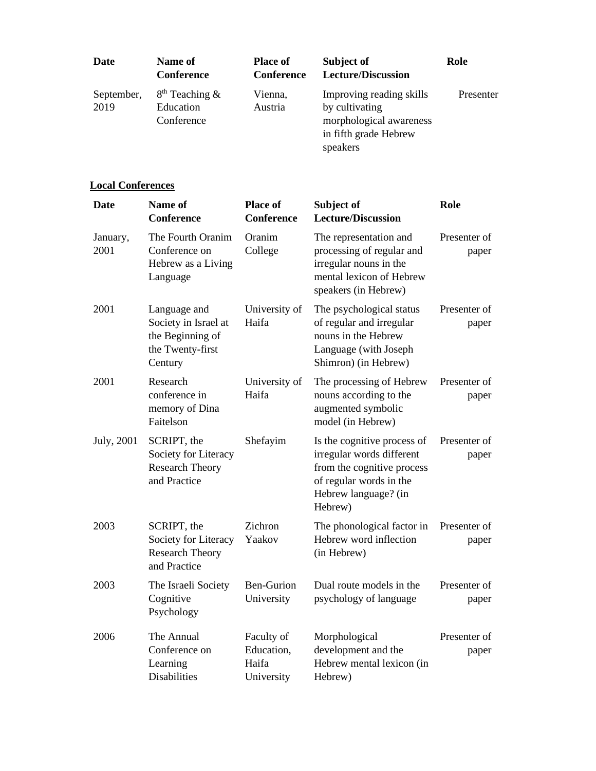| Date | Name of Conference | Place of Conference | Subject of Lecture/Discussion | Role |
|---|---|---|---|---|
| September, 2019 | 8th Teaching & Education Conference | Vienna, Austria | Improving reading skills by cultivating morphological awareness in fifth grade Hebrew speakers | Presenter |

**Local Conferences**

| Date | Name of Conference | Place of Conference | Subject of Lecture/Discussion | Role |
|---|---|---|---|---|
| January, 2001 | The Fourth Oranim Conference on Hebrew as a Living Language | Oranim College | The representation and processing of regular and irregular nouns in the mental lexicon of Hebrew speakers (in Hebrew) | Presenter of paper |
| 2001 | Language and Society in Israel at the Beginning of the Twenty-first Century | University of Haifa | The psychological status of regular and irregular nouns in the Hebrew Language (with Joseph Shimron) (in Hebrew) | Presenter of paper |
| 2001 | Research conference in memory of Dina Faitelson | University of Haifa | The processing of Hebrew nouns according to the augmented symbolic model (in Hebrew) | Presenter of paper |
| July, 2001 | SCRIPT, the Society for Literacy Research Theory and Practice | Shefayim | Is the cognitive process of irregular words different from the cognitive process of regular words in the Hebrew language? (in Hebrew) | Presenter of paper |
| 2003 | SCRIPT, the Society for Literacy Research Theory and Practice | Zichron Yaakov | The phonological factor in Hebrew word inflection (in Hebrew) | Presenter of paper |
| 2003 | The Israeli Society Cognitive Psychology | Ben-Gurion University | Dual route models in the psychology of language | Presenter of paper |
| 2006 | The Annual Conference on Learning Disabilities | Faculty of Education, Haifa University | Morphological development and the Hebrew mental lexicon (in Hebrew) | Presenter of paper |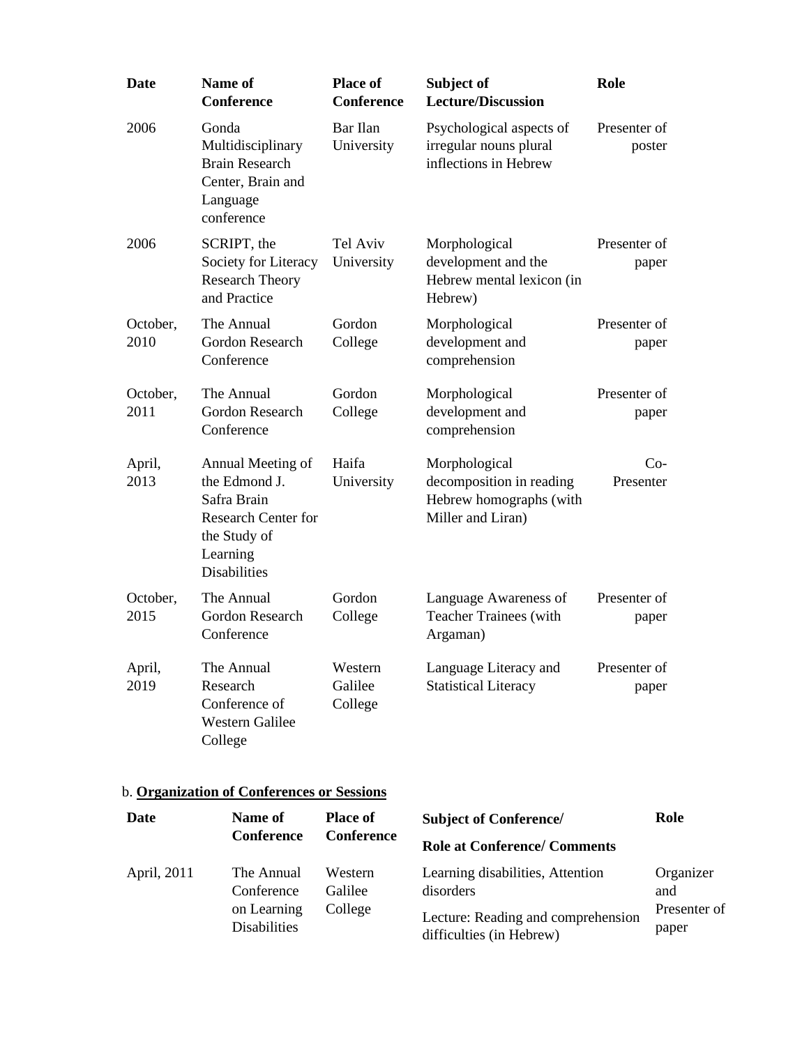| Date | Name of Conference | Place of Conference | Subject of Lecture/Discussion | Role |
|---|---|---|---|---|
| 2006 | Gonda Multidisciplinary Brain Research Center, Brain and Language conference | Bar Ilan University | Psychological aspects of irregular nouns plural inflections in Hebrew | Presenter of poster |
| 2006 | SCRIPT, the Society for Literacy Research Theory and Practice | Tel Aviv University | Morphological development and the Hebrew mental lexicon (in Hebrew) | Presenter of paper |
| October, 2010 | The Annual Gordon Research Conference | Gordon College | Morphological development and comprehension | Presenter of paper |
| October, 2011 | The Annual Gordon Research Conference | Gordon College | Morphological development and comprehension | Presenter of paper |
| April, 2013 | Annual Meeting of the Edmond J. Safra Brain Research Center for the Study of Learning Disabilities | Haifa University | Morphological decomposition in reading Hebrew homographs (with Miller and Liran) | Co-Presenter |
| October, 2015 | The Annual Gordon Research Conference | Gordon College | Language Awareness of Teacher Trainees (with Argaman) | Presenter of paper |
| April, 2019 | The Annual Research Conference of Western Galilee College | Western Galilee College | Language Literacy and Statistical Literacy | Presenter of paper |

b. **Organization of Conferences or Sessions**

| Date | Name of Conference | Place of Conference | Subject of Conference/ Role at Conference/ Comments | Role |
|---|---|---|---|---|
| April, 2011 | The Annual Conference on Learning Disabilities | Western Galilee College | Learning disabilities, Attention disorders<br>Lecture: Reading and comprehension difficulties (in Hebrew) | Organizer and Presenter of paper |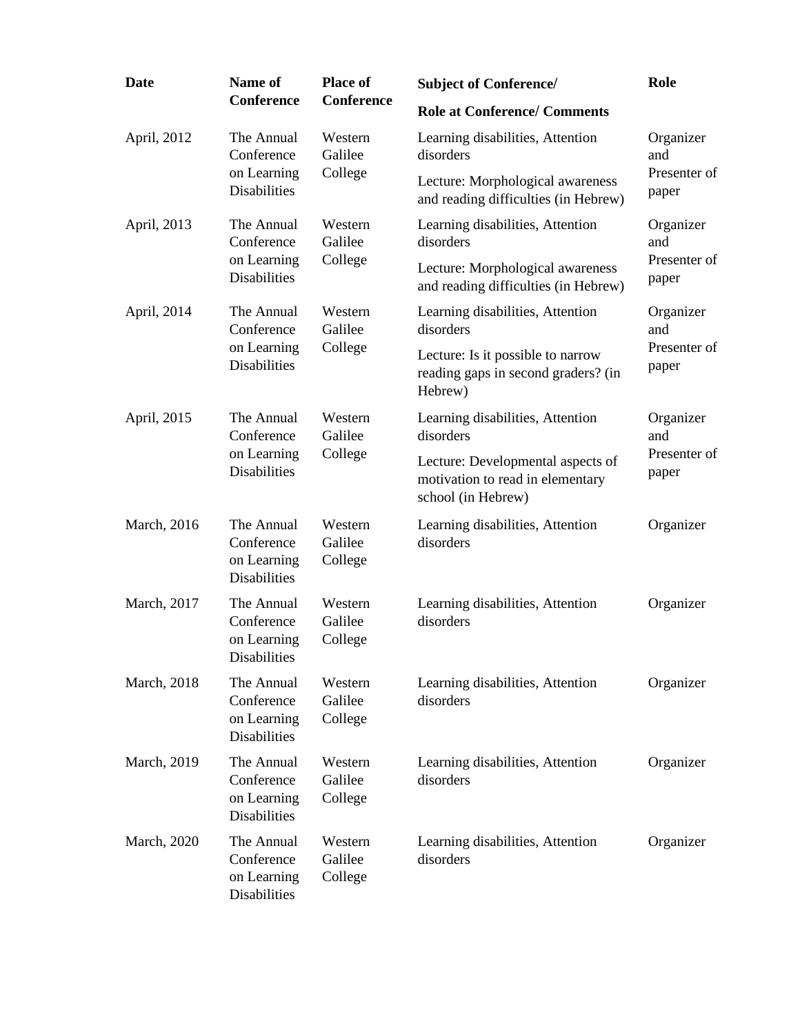| Date | Name of Conference | Place of Conference | Subject of Conference/ Role at Conference/ Comments | Role |
|---|---|---|---|---|
| April, 2012 | The Annual Conference on Learning Disabilities | Western Galilee College | Learning disabilities, Attention disorders<br>Lecture: Morphological awareness and reading difficulties (in Hebrew) | Organizer and Presenter of paper |
| April, 2013 | The Annual Conference on Learning Disabilities | Western Galilee College | Learning disabilities, Attention disorders<br>Lecture: Morphological awareness and reading difficulties (in Hebrew) | Organizer and Presenter of paper |
| April, 2014 | The Annual Conference on Learning Disabilities | Western Galilee College | Learning disabilities, Attention disorders<br>Lecture: Is it possible to narrow reading gaps in second graders? (in Hebrew) | Organizer and Presenter of paper |
| April, 2015 | The Annual Conference on Learning Disabilities | Western Galilee College | Learning disabilities, Attention disorders<br>Lecture: Developmental aspects of motivation to read in elementary school (in Hebrew) | Organizer and Presenter of paper |
| March, 2016 | The Annual Conference on Learning Disabilities | Western Galilee College | Learning disabilities, Attention disorders | Organizer |
| March, 2017 | The Annual Conference on Learning Disabilities | Western Galilee College | Learning disabilities, Attention disorders | Organizer |
| March, 2018 | The Annual Conference on Learning Disabilities | Western Galilee College | Learning disabilities, Attention disorders | Organizer |
| March, 2019 | The Annual Conference on Learning Disabilities | Western Galilee College | Learning disabilities, Attention disorders | Organizer |
| March, 2020 | The Annual Conference on Learning Disabilities | Western Galilee College | Learning disabilities, Attention disorders | Organizer |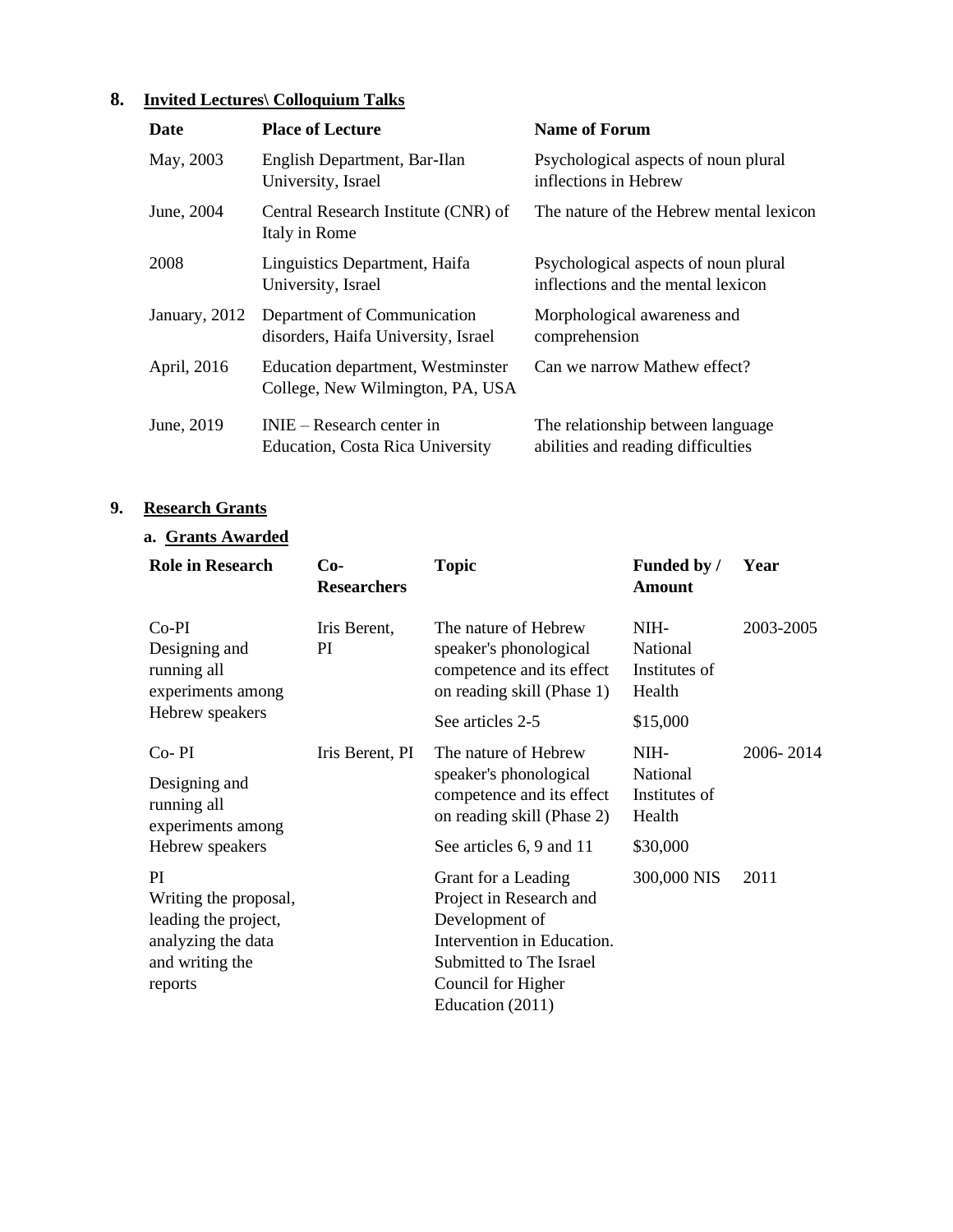## 8. Invited Lectures\ Colloquium Talks

| Date | Place of Lecture | Name of Forum |
|---|---|---|
| May, 2003 | English Department, Bar-Ilan University, Israel | Psychological aspects of noun plural inflections in Hebrew |
| June, 2004 | Central Research Institute (CNR) of Italy in Rome | The nature of the Hebrew mental lexicon |
| 2008 | Linguistics Department, Haifa University, Israel | Psychological aspects of noun plural inflections and the mental lexicon |
| January, 2012 | Department of Communication disorders, Haifa University, Israel | Morphological awareness and comprehension |
| April, 2016 | Education department, Westminster College, New Wilmington, PA, USA | Can we narrow Mathew effect? |
| June, 2019 | INIE – Research center in Education, Costa Rica University | The relationship between language abilities and reading difficulties |

## 9. Research Grants

### a. Grants Awarded

| Role in Research | Co-Researchers | Topic | Funded by / Amount | Year |
|---|---|---|---|---|
| Co-PI<br>Designing and running all experiments among Hebrew speakers | Iris Berent, PI | The nature of Hebrew speaker's phonological competence and its effect on reading skill (Phase 1)<br>See articles 2-5 | NIH- National Institutes of Health<br>$15,000 | 2003-2005 |
| Co- PI<br>Designing and running all experiments among Hebrew speakers | Iris Berent, PI | The nature of Hebrew speaker's phonological competence and its effect on reading skill (Phase 2)<br>See articles 6, 9 and 11 | NIH- National Institutes of Health<br>$30,000 | 2006- 2014 |
| PI<br>Writing the proposal, leading the project, analyzing the data and writing the reports | | Grant for a Leading Project in Research and Development of Intervention in Education. Submitted to The Israel Council for Higher Education (2011) | 300,000 NIS | 2011 |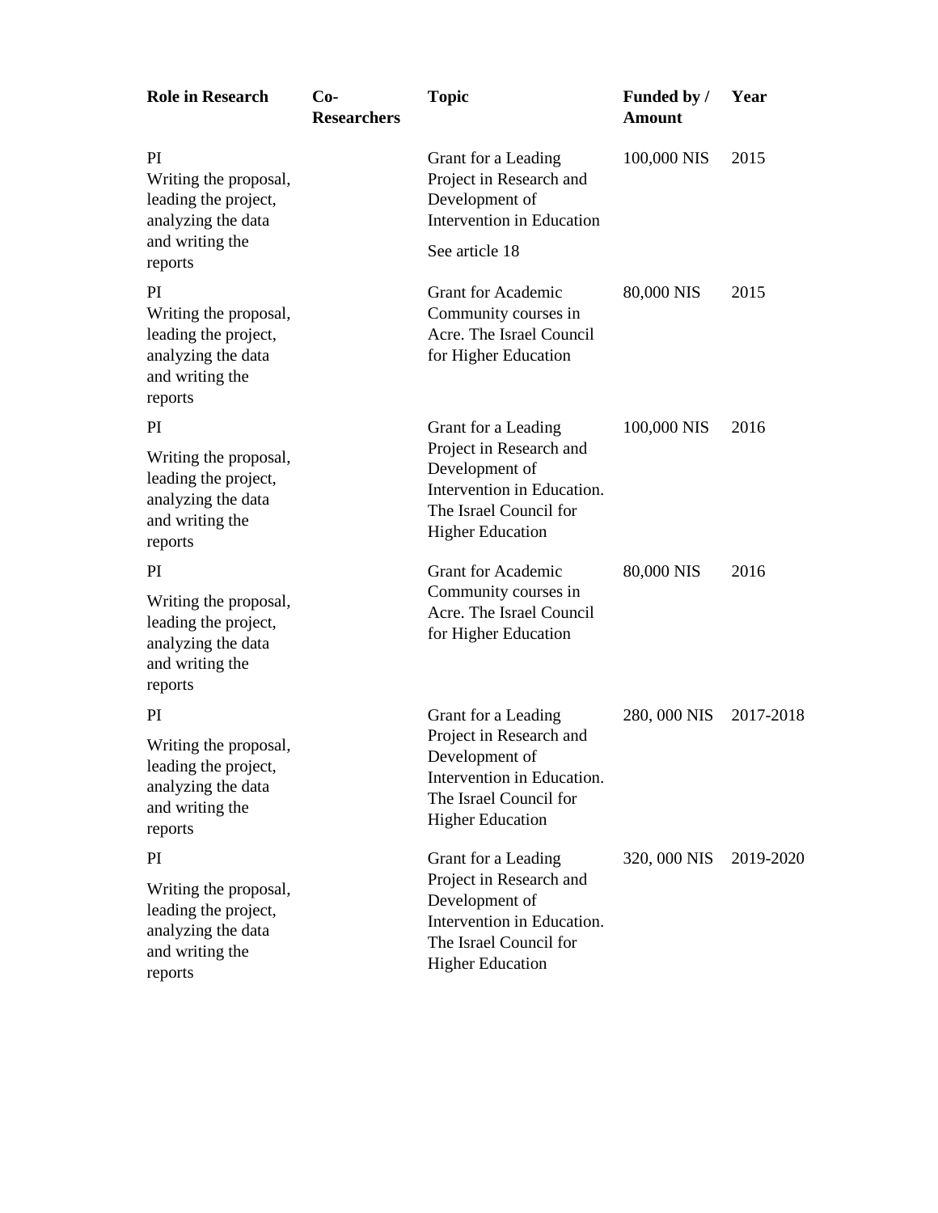| Role in Research | Co-Researchers | Topic | Funded by / Amount | Year |
|---|---|---|---|---|
| PI Writing the proposal, leading the project, analyzing the data and writing the reports | | Grant for a Leading Project in Research and Development of Intervention in Education See article 18 | 100,000 NIS | 2015 |
| PI Writing the proposal, leading the project, analyzing the data and writing the reports | | Grant for Academic Community courses in Acre. The Israel Council for Higher Education | 80,000 NIS | 2015 |
| PI Writing the proposal, leading the project, analyzing the data and writing the reports | | Grant for a Leading Project in Research and Development of Intervention in Education. The Israel Council for Higher Education | 100,000 NIS | 2016 |
| PI Writing the proposal, leading the project, analyzing the data and writing the reports | | Grant for Academic Community courses in Acre. The Israel Council for Higher Education | 80,000 NIS | 2016 |
| PI Writing the proposal, leading the project, analyzing the data and writing the reports | | Grant for a Leading Project in Research and Development of Intervention in Education. The Israel Council for Higher Education | 280, 000 NIS | 2017-2018 |
| PI Writing the proposal, leading the project, analyzing the data and writing the reports | | Grant for a Leading Project in Research and Development of Intervention in Education. The Israel Council for Higher Education | 320, 000 NIS | 2019-2020 |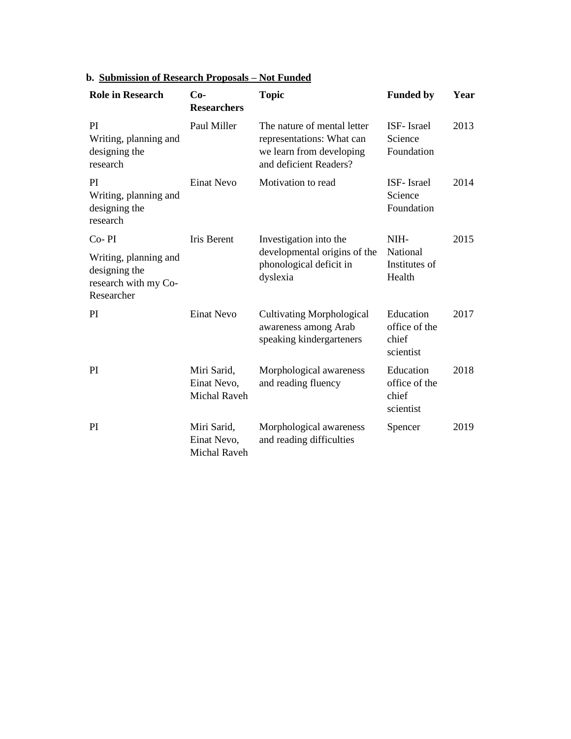**b. Submission of Research Proposals – Not Funded**

| Role in Research | Co-Researchers | Topic | Funded by | Year |
|---|---|---|---|---|
| PI Writing, planning and designing the research | Paul Miller | The nature of mental letter representations: What can we learn from developing and deficient Readers? | ISF- Israel Science Foundation | 2013 |
| PI Writing, planning and designing the research | Einat Nevo | Motivation to read | ISF- Israel Science Foundation | 2014 |
| Co- PI Writing, planning and designing the research with my Co-Researcher | Iris Berent | Investigation into the developmental origins of the phonological deficit in dyslexia | NIH- National Institutes of Health | 2015 |
| PI | Einat Nevo | Cultivating Morphological awareness among Arab speaking kindergarteners | Education office of the chief scientist | 2017 |
| PI | Miri Sarid, Einat Nevo, Michal Raveh | Morphological awareness and reading fluency | Education office of the chief scientist | 2018 |
| PI | Miri Sarid, Einat Nevo, Michal Raveh | Morphological awareness and reading difficulties | Spencer | 2019 |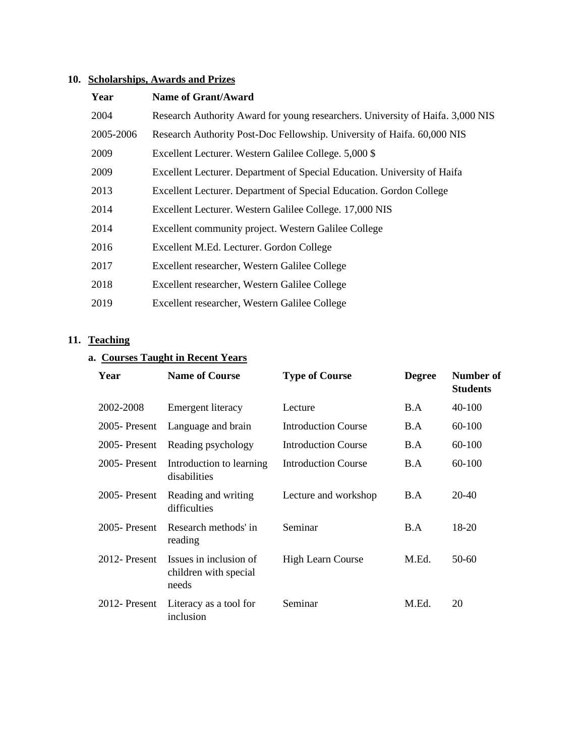## 10. Scholarships, Awards and Prizes

| Year | Name of Grant/Award |
|---|---|
| 2004 | Research Authority Award for young researchers. University of Haifa. 3,000 NIS |
| 2005-2006 | Research Authority Post-Doc Fellowship. University of Haifa. 60,000 NIS |
| 2009 | Excellent Lecturer. Western Galilee College. 5,000 $ |
| 2009 | Excellent Lecturer. Department of Special Education. University of Haifa |
| 2013 | Excellent Lecturer. Department of Special Education. Gordon College |
| 2014 | Excellent Lecturer. Western Galilee College. 17,000 NIS |
| 2014 | Excellent community project. Western Galilee College |
| 2016 | Excellent M.Ed. Lecturer. Gordon College |
| 2017 | Excellent researcher, Western Galilee College |
| 2018 | Excellent researcher, Western Galilee College |
| 2019 | Excellent researcher, Western Galilee College |

## 11. Teaching

### a. Courses Taught in Recent Years

| Year | Name of Course | Type of Course | Degree | Number of Students |
|---|---|---|---|---|
| 2002-2008 | Emergent literacy | Lecture | B.A | 40-100 |
| 2005- Present | Language and brain | Introduction Course | B.A | 60-100 |
| 2005- Present | Reading psychology | Introduction Course | B.A | 60-100 |
| 2005- Present | Introduction to learning disabilities | Introduction Course | B.A | 60-100 |
| 2005- Present | Reading and writing difficulties | Lecture and workshop | B.A | 20-40 |
| 2005- Present | Research methods' in reading | Seminar | B.A | 18-20 |
| 2012- Present | Issues in inclusion of children with special needs | High Learn Course | M.Ed. | 50-60 |
| 2012- Present | Literacy as a tool for inclusion | Seminar | M.Ed. | 20 |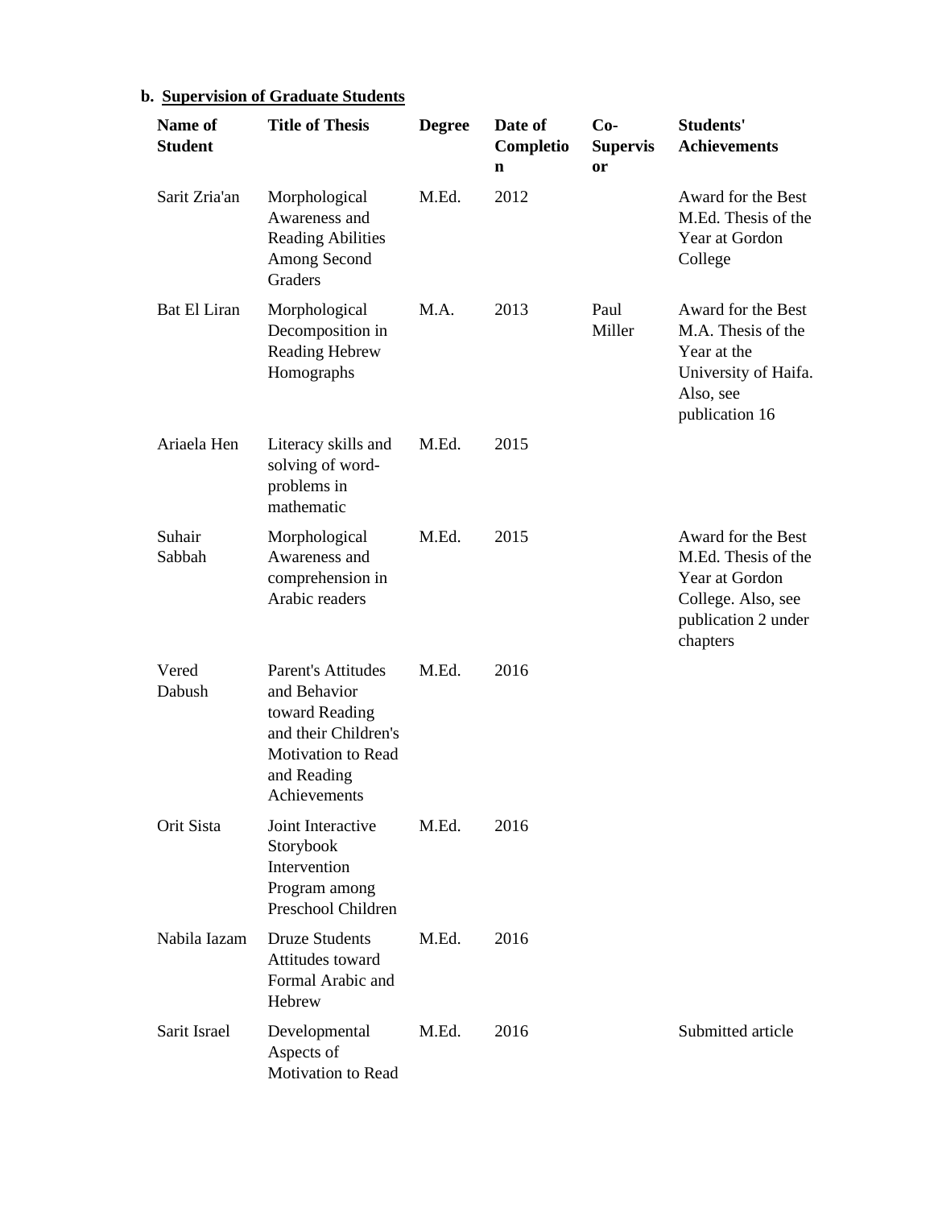**b. Supervision of Graduate Students**

| Name of Student | Title of Thesis | Degree | Date of Completion | Co-Supervisor | Students' Achievements |
|---|---|---|---|---|---|
| Sarit Zria'an | Morphological Awareness and Reading Abilities Among Second Graders | M.Ed. | 2012 | | Award for the Best M.Ed. Thesis of the Year at Gordon College |
| Bat El Liran | Morphological Decomposition in Reading Hebrew Homographs | M.A. | 2013 | Paul Miller | Award for the Best M.A. Thesis of the Year at the University of Haifa. Also, see publication 16 |
| Ariaela Hen | Literacy skills and solving of word-problems in mathematic | M.Ed. | 2015 | | |
| Suhair Sabbah | Morphological Awareness and comprehension in Arabic readers | M.Ed. | 2015 | | Award for the Best M.Ed. Thesis of the Year at Gordon College. Also, see publication 2 under chapters |
| Vered Dabush | Parent's Attitudes and Behavior toward Reading and their Children's Motivation to Read and Reading Achievements | M.Ed. | 2016 | | |
| Orit Sista | Joint Interactive Storybook Intervention Program among Preschool Children | M.Ed. | 2016 | | |
| Nabila Iazam | Druze Students Attitudes toward Formal Arabic and Hebrew | M.Ed. | 2016 | | |
| Sarit Israel | Developmental Aspects of Motivation to Read | M.Ed. | 2016 | | Submitted article |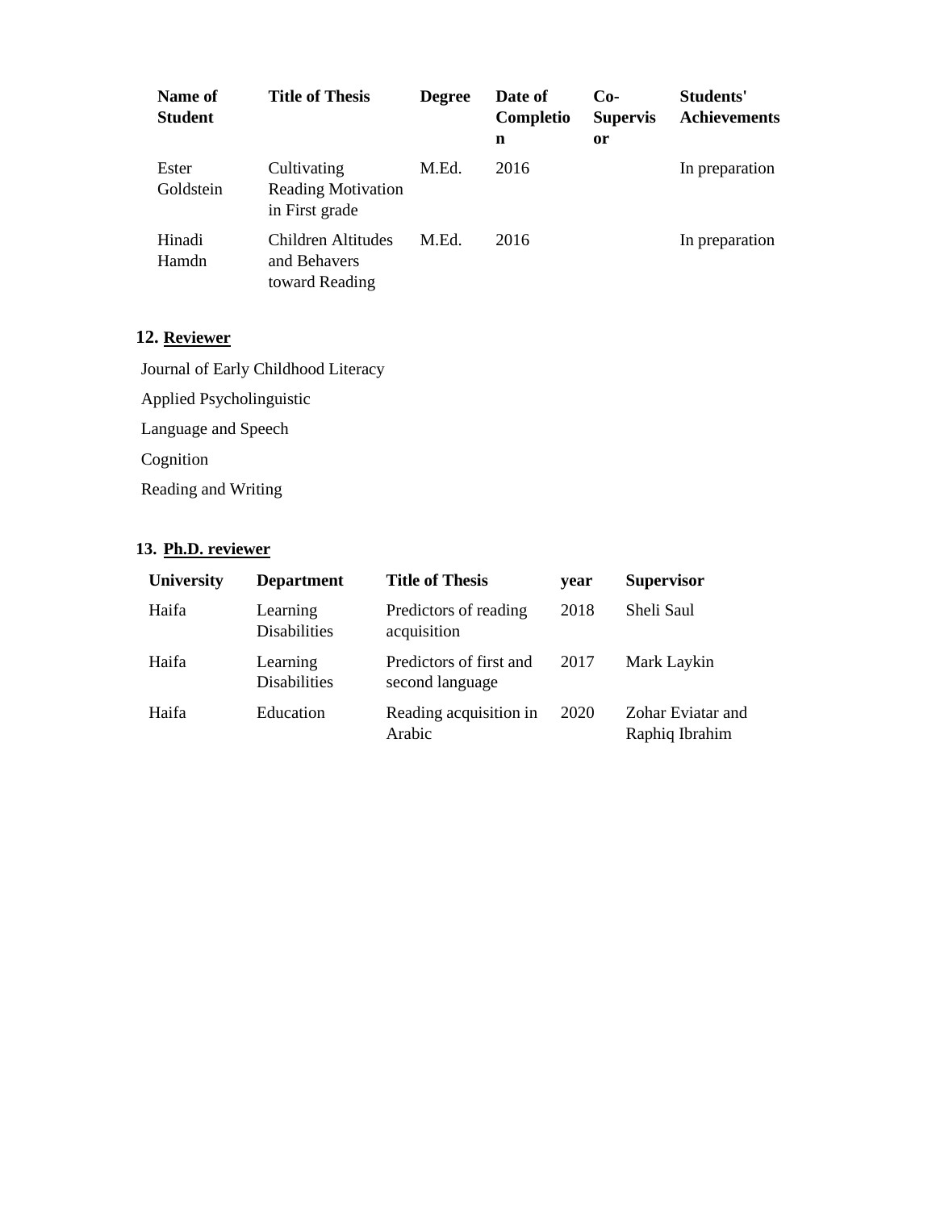| Name of Student | Title of Thesis | Degree | Date of Completion | Co-Supervisor | Students' Achievements |
|---|---|---|---|---|---|
| Ester Goldstein | Cultivating Reading Motivation in First grade | M.Ed. | 2016 | | In preparation |
| Hinadi Hamdn | Children Altitudes and Behavers toward Reading | M.Ed. | 2016 | | In preparation |

**12. Reviewer**

Journal of Early Childhood Literacy

Applied Psycholinguistic

Language and Speech

Cognition

Reading and Writing

**13. Ph.D. reviewer**

| University | Department | Title of Thesis | year | Supervisor |
|---|---|---|---|---|
| Haifa | Learning Disabilities | Predictors of reading acquisition | 2018 | Sheli Saul |
| Haifa | Learning Disabilities | Predictors of first and second language | 2017 | Mark Laykin |
| Haifa | Education | Reading acquisition in Arabic | 2020 | Zohar Eviatar and Raphiq Ibrahim |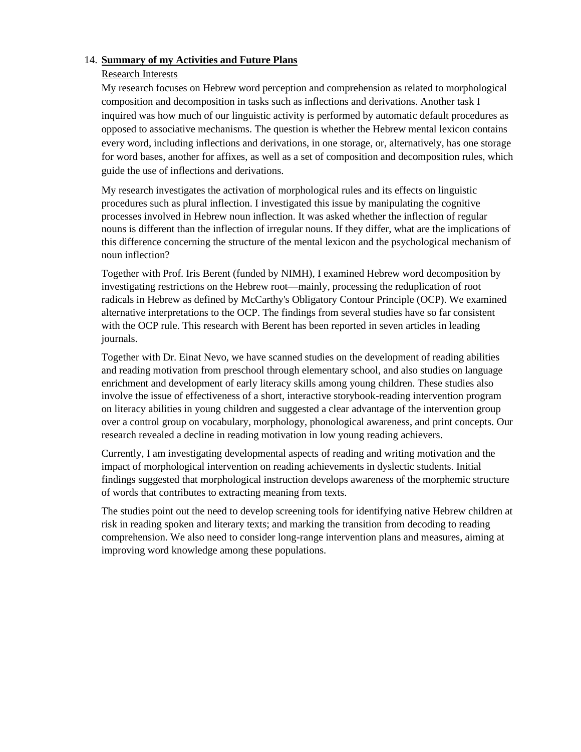14. **Summary of my Activities and Future Plans**

Research Interests

My research focuses on Hebrew word perception and comprehension as related to morphological composition and decomposition in tasks such as inflections and derivations. Another task I inquired was how much of our linguistic activity is performed by automatic default procedures as opposed to associative mechanisms. The question is whether the Hebrew mental lexicon contains every word, including inflections and derivations, in one storage, or, alternatively, has one storage for word bases, another for affixes, as well as a set of composition and decomposition rules, which guide the use of inflections and derivations.

My research investigates the activation of morphological rules and its effects on linguistic procedures such as plural inflection. I investigated this issue by manipulating the cognitive processes involved in Hebrew noun inflection. It was asked whether the inflection of regular nouns is different than the inflection of irregular nouns. If they differ, what are the implications of this difference concerning the structure of the mental lexicon and the psychological mechanism of noun inflection?

Together with Prof. Iris Berent (funded by NIMH), I examined Hebrew word decomposition by investigating restrictions on the Hebrew root—mainly, processing the reduplication of root radicals in Hebrew as defined by McCarthy's Obligatory Contour Principle (OCP). We examined alternative interpretations to the OCP. The findings from several studies have so far consistent with the OCP rule. This research with Berent has been reported in seven articles in leading journals.

Together with Dr. Einat Nevo, we have scanned studies on the development of reading abilities and reading motivation from preschool through elementary school, and also studies on language enrichment and development of early literacy skills among young children. These studies also involve the issue of effectiveness of a short, interactive storybook-reading intervention program on literacy abilities in young children and suggested a clear advantage of the intervention group over a control group on vocabulary, morphology, phonological awareness, and print concepts. Our research revealed a decline in reading motivation in low young reading achievers.

Currently, I am investigating developmental aspects of reading and writing motivation and the impact of morphological intervention on reading achievements in dyslectic students. Initial findings suggested that morphological instruction develops awareness of the morphemic structure of words that contributes to extracting meaning from texts.

The studies point out the need to develop screening tools for identifying native Hebrew children at risk in reading spoken and literary texts; and marking the transition from decoding to reading comprehension. We also need to consider long-range intervention plans and measures, aiming at improving word knowledge among these populations.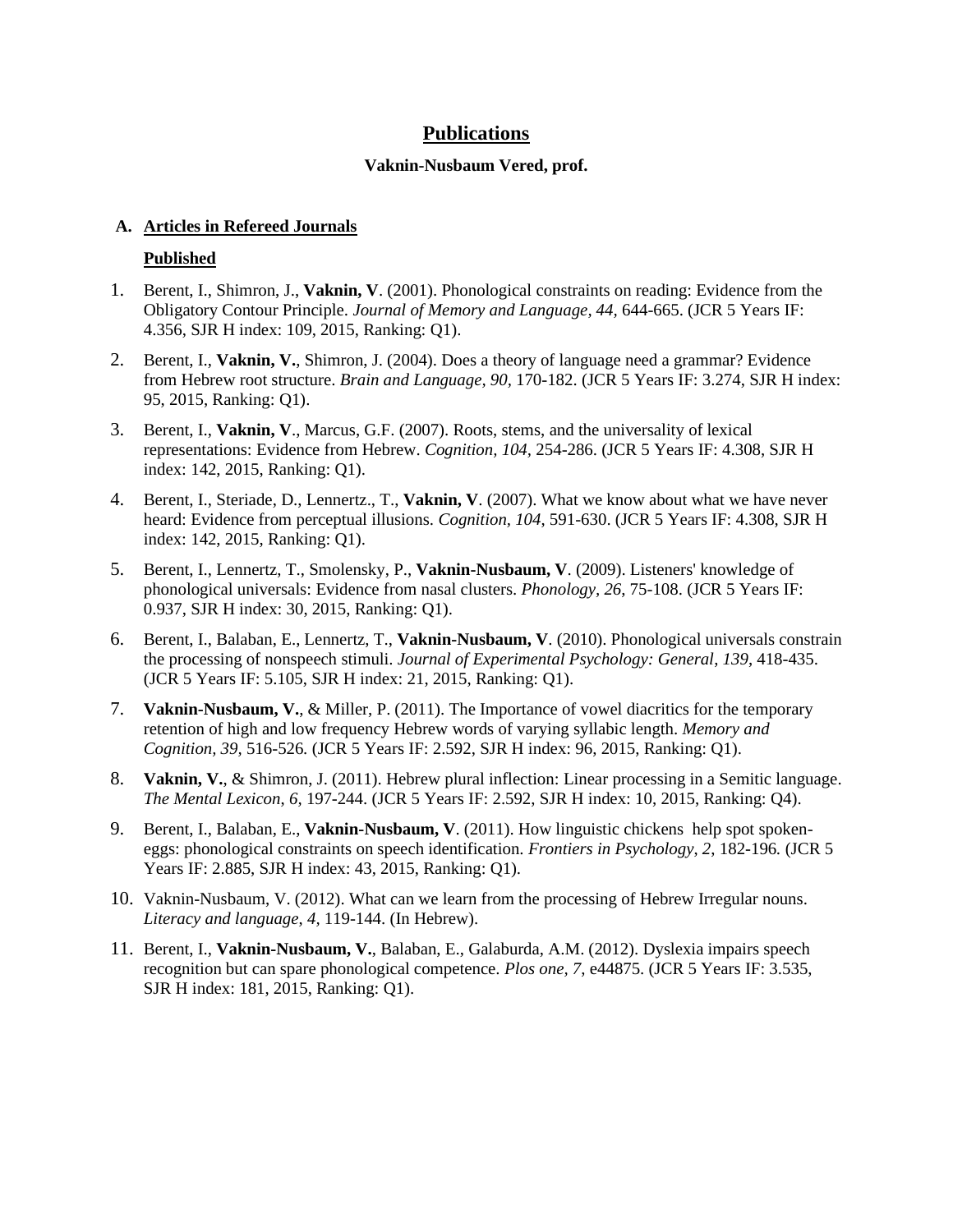# Publications

**Vaknin-Nusbaum Vered, prof.**

## A. Articles in Refereed Journals

### Published

1. Berent, I., Shimron, J., **Vaknin, V**. (2001). Phonological constraints on reading: Evidence from the Obligatory Contour Principle. *Journal of Memory and Language, 44,* 644-665. (JCR 5 Years IF: 4.356, SJR H index: 109, 2015, Ranking: Q1).
2. Berent, I., **Vaknin, V.**, Shimron, J. (2004). Does a theory of language need a grammar? Evidence from Hebrew root structure. *Brain and Language, 90,* 170-182. (JCR 5 Years IF: 3.274, SJR H index: 95, 2015, Ranking: Q1).
3. Berent, I., **Vaknin, V**., Marcus, G.F. (2007). Roots, stems, and the universality of lexical representations: Evidence from Hebrew. *Cognition, 104,* 254-286. (JCR 5 Years IF: 4.308, SJR H index: 142, 2015, Ranking: Q1).
4. Berent, I., Steriade, D., Lennertz., T., **Vaknin, V**. (2007). What we know about what we have never heard: Evidence from perceptual illusions. *Cognition, 104*, 591-630. (JCR 5 Years IF: 4.308, SJR H index: 142, 2015, Ranking: Q1).
5. Berent, I., Lennertz, T., Smolensky, P., **Vaknin-Nusbaum, V**. (2009). Listeners' knowledge of phonological universals: Evidence from nasal clusters. *Phonology, 26*, 75-108. (JCR 5 Years IF: 0.937, SJR H index: 30, 2015, Ranking: Q1).
6. Berent, I., Balaban, E., Lennertz, T., **Vaknin-Nusbaum, V**. (2010). Phonological universals constrain the processing of nonspeech stimuli. *Journal of Experimental Psychology: General*, *139*, 418-435. (JCR 5 Years IF: 5.105, SJR H index: 21, 2015, Ranking: Q1).
7. **Vaknin-Nusbaum, V.**, & Miller, P. (2011). The Importance of vowel diacritics for the temporary retention of high and low frequency Hebrew words of varying syllabic length. *Memory and Cognition, 39,* 516-526. (JCR 5 Years IF: 2.592, SJR H index: 96, 2015, Ranking: Q1).
8. **Vaknin, V.**, & Shimron, J. (2011). Hebrew plural inflection: Linear processing in a Semitic language. *The Mental Lexicon, 6,* 197-244. (JCR 5 Years IF: 2.592, SJR H index: 10, 2015, Ranking: Q4).
9. Berent, I., Balaban, E., **Vaknin-Nusbaum, V**. (2011). How linguistic chickens help spot spoken-eggs: phonological constraints on speech identification. *Frontiers in Psychology, 2,* 182-196. (JCR 5 Years IF: 2.885, SJR H index: 43, 2015, Ranking: Q1).
10. Vaknin-Nusbaum, V. (2012). What can we learn from the processing of Hebrew Irregular nouns. *Literacy and language, 4,* 119-144. (In Hebrew).
11. Berent, I., **Vaknin-Nusbaum, V.**, Balaban, E., Galaburda, A.M. (2012). Dyslexia impairs speech recognition but can spare phonological competence. *Plos one, 7,* e44875. (JCR 5 Years IF: 3.535, SJR H index: 181, 2015, Ranking: Q1).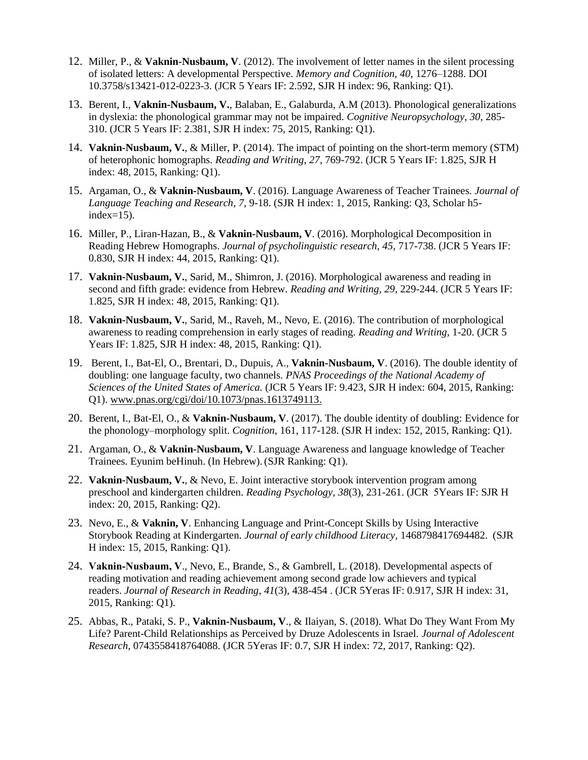12. Miller, P., & **Vaknin-Nusbaum, V**. (2012). The involvement of letter names in the silent processing of isolated letters: A developmental Perspective. *Memory and Cognition, 40*, 1276–1288. DOI 10.3758/s13421-012-0223-3. (JCR 5 Years IF: 2.592, SJR H index: 96, Ranking: Q1).

13. Berent, I., **Vaknin-Nusbaum, V.**, Balaban, E., Galaburda, A.M (2013). Phonological generalizations in dyslexia: the phonological grammar may not be impaired. *Cognitive Neuropsychology, 30*, 285-310. (JCR 5 Years IF: 2.381, SJR H index: 75, 2015, Ranking: Q1).

14. **Vaknin-Nusbaum, V.**, & Miller, P. (2014). The impact of pointing on the short-term memory (STM) of heterophonic homographs. *Reading and Writing, 27*, 769-792. (JCR 5 Years IF: 1.825, SJR H index: 48, 2015, Ranking: Q1).

15. Argaman, O., & **Vaknin-Nusbaum, V**. (2016). Language Awareness of Teacher Trainees. *Journal of Language Teaching and Research, 7*, 9-18. (SJR H index: 1, 2015, Ranking: Q3, Scholar h5-index=15).

16. Miller, P., Liran-Hazan, B., & **Vaknin-Nusbaum, V**. (2016). Morphological Decomposition in Reading Hebrew Homographs. *Journal of psycholinguistic research, 45,* 717-738. (JCR 5 Years IF: 0.830, SJR H index: 44, 2015, Ranking: Q1).

17. **Vaknin-Nusbaum, V.**, Sarid, M., Shimron, J. (2016). Morphological awareness and reading in second and fifth grade: evidence from Hebrew. *Reading and Writing, 29*, 229-244. (JCR 5 Years IF: 1.825, SJR H index: 48, 2015, Ranking: Q1).

18. **Vaknin-Nusbaum, V.**, Sarid, M., Raveh, M., Nevo, E. (2016). The contribution of morphological awareness to reading comprehension in early stages of reading. *Reading and Writing,* 1-20. (JCR 5 Years IF: 1.825, SJR H index: 48, 2015, Ranking: Q1).

19. Berent, I., Bat-El, O., Brentari, D., Dupuis, A., **Vaknin-Nusbaum, V**. (2016). The double identity of doubling: one language faculty, two channels. *PNAS Proceedings of the National Academy of Sciences of the United States of America.* (JCR 5 Years IF: 9.423, SJR H index: 604, 2015, Ranking: Q1). www.pnas.org/cgi/doi/10.1073/pnas.1613749113.

20. Berent, I., Bat-El, O., & **Vaknin-Nusbaum, V**. (2017). The double identity of doubling: Evidence for the phonology–morphology split. *Cognition*, 161, 117-128. (SJR H index: 152, 2015, Ranking: Q1).

21. Argaman, O., & **Vaknin-Nusbaum, V**. Language Awareness and language knowledge of Teacher Trainees. Eyunim beHinuh. (In Hebrew). (SJR Ranking: Q1).

22. **Vaknin-Nusbaum, V.**, & Nevo, E. Joint interactive storybook intervention program among preschool and kindergarten children. *Reading Psychology, 38*(3), 231-261. (JCR 5Years IF: SJR H index: 20, 2015, Ranking: Q2).

23. Nevo, E., & **Vaknin, V**. Enhancing Language and Print-Concept Skills by Using Interactive Storybook Reading at Kindergarten. *Journal of early childhood Literacy*, 1468798417694482. (SJR H index: 15, 2015, Ranking: Q1).

24. **Vaknin-Nusbaum, V**., Nevo, E., Brande, S., & Gambrell, L. (2018). Developmental aspects of reading motivation and reading achievement among second grade low achievers and typical readers. *Journal of Research in Reading*, *41*(3), 438-454 . (JCR 5Yeras IF: 0.917, SJR H index: 31, 2015, Ranking: Q1).

25. Abbas, R., Pataki, S. P., **Vaknin-Nusbaum, V**., & Ilaiyan, S. (2018). What Do They Want From My Life? Parent-Child Relationships as Perceived by Druze Adolescents in Israel. *Journal of Adolescent Research*, 0743558418764088. (JCR 5Yeras IF: 0.7, SJR H index: 72, 2017, Ranking: Q2).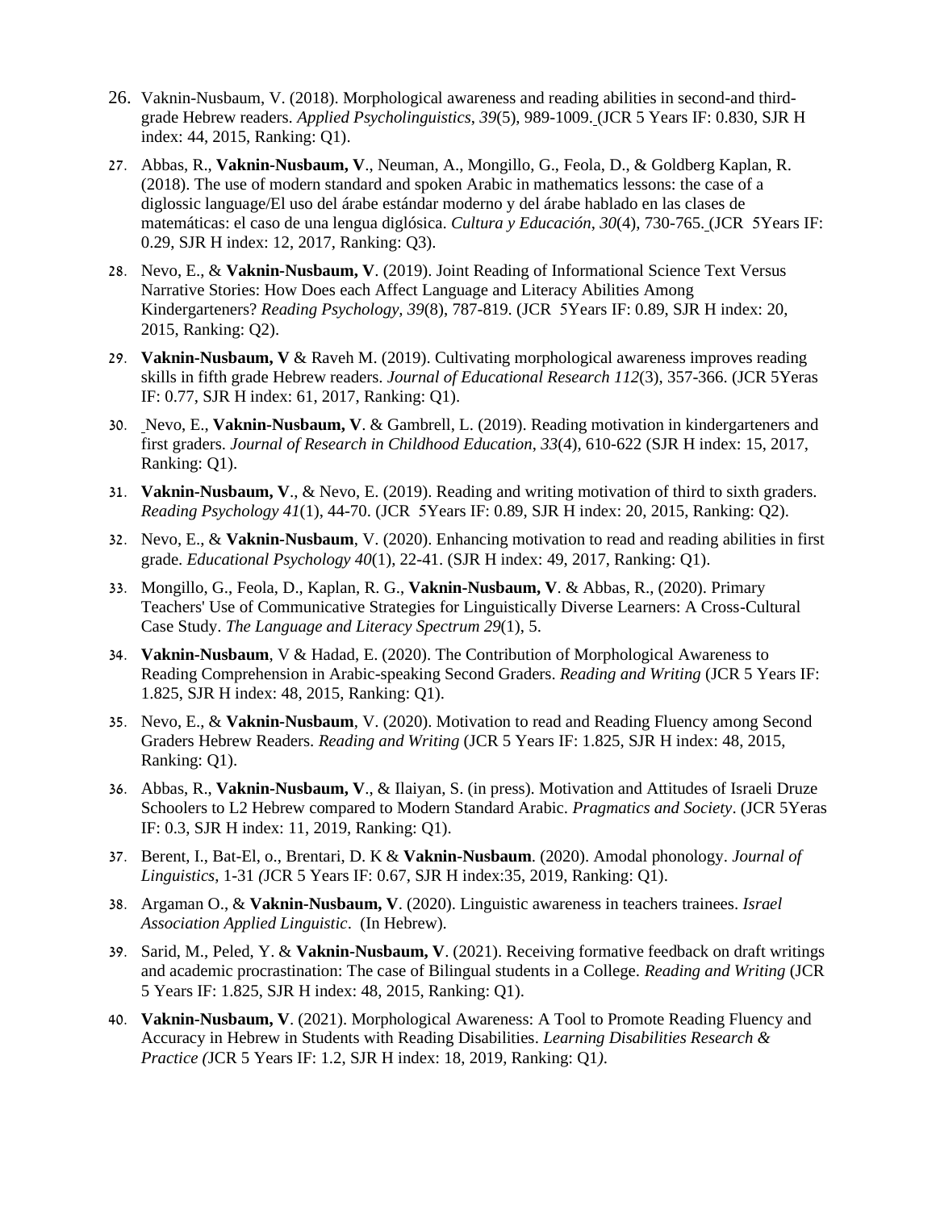26. Vaknin-Nusbaum, V. (2018). Morphological awareness and reading abilities in second-and third-grade Hebrew readers. *Applied Psycholinguistics*, *39*(5), 989-1009. (JCR 5 Years IF: 0.830, SJR H index: 44, 2015, Ranking: Q1).
27. Abbas, R., **Vaknin-Nusbaum, V**., Neuman, A., Mongillo, G., Feola, D., & Goldberg Kaplan, R. (2018). The use of modern standard and spoken Arabic in mathematics lessons: the case of a diglossic language/El uso del árabe estándar moderno y del árabe hablado en las clases de matemáticas: el caso de una lengua diglósica. *Cultura y Educación*, *30*(4), 730-765. (JCR 5Years IF: 0.29, SJR H index: 12, 2017, Ranking: Q3).
28. Nevo, E., & **Vaknin-Nusbaum, V**. (2019). Joint Reading of Informational Science Text Versus Narrative Stories: How Does each Affect Language and Literacy Abilities Among Kindergarteners? *Reading Psychology, 39*(8), 787-819. (JCR 5Years IF: 0.89, SJR H index: 20, 2015, Ranking: Q2).
29. **Vaknin-Nusbaum, V** & Raveh M. (2019). Cultivating morphological awareness improves reading skills in fifth grade Hebrew readers. *Journal of Educational Research 112*(3), 357-366. (JCR 5Yeras IF: 0.77, SJR H index: 61, 2017, Ranking: Q1).
30. Nevo, E., **Vaknin-Nusbaum, V**. & Gambrell, L. (2019). Reading motivation in kindergarteners and first graders. *Journal of Research in Childhood Education*, *33*(4), 610-622 (SJR H index: 15, 2017, Ranking: Q1).
31. **Vaknin-Nusbaum, V**., & Nevo, E. (2019). Reading and writing motivation of third to sixth graders. *Reading Psychology 41*(1), 44-70. (JCR 5Years IF: 0.89, SJR H index: 20, 2015, Ranking: Q2).
32. Nevo, E., & **Vaknin-Nusbaum**, V. (2020). Enhancing motivation to read and reading abilities in first grade. *Educational Psychology 40*(1), 22-41. (SJR H index: 49, 2017, Ranking: Q1).
33. Mongillo, G., Feola, D., Kaplan, R. G., **Vaknin-Nusbaum, V**. & Abbas, R., (2020). Primary Teachers' Use of Communicative Strategies for Linguistically Diverse Learners: A Cross-Cultural Case Study. *The Language and Literacy Spectrum 29*(1), 5.
34. **Vaknin-Nusbaum**, V & Hadad, E. (2020). The Contribution of Morphological Awareness to Reading Comprehension in Arabic-speaking Second Graders. *Reading and Writing* (JCR 5 Years IF: 1.825, SJR H index: 48, 2015, Ranking: Q1).
35. Nevo, E., & **Vaknin-Nusbaum**, V. (2020). Motivation to read and Reading Fluency among Second Graders Hebrew Readers. *Reading and Writing* (JCR 5 Years IF: 1.825, SJR H index: 48, 2015, Ranking: Q1).
36. Abbas, R., **Vaknin-Nusbaum, V**., & Ilaiyan, S. (in press). Motivation and Attitudes of Israeli Druze Schoolers to L2 Hebrew compared to Modern Standard Arabic. *Pragmatics and Society*. (JCR 5Yeras IF: 0.3, SJR H index: 11, 2019, Ranking: Q1).
37. Berent, I., Bat-El, o., Brentari, D. K & **Vaknin-Nusbaum**. (2020). Amodal phonology. *Journal of Linguistics*, 1-31 *(*JCR 5 Years IF: 0.67, SJR H index:35, 2019, Ranking: Q1).
38. Argaman O., & **Vaknin-Nusbaum, V**. (2020). Linguistic awareness in teachers trainees. *Israel Association Applied Linguistic*. (In Hebrew).
39. Sarid, M., Peled, Y. & **Vaknin-Nusbaum, V**. (2021). Receiving formative feedback on draft writings and academic procrastination: The case of Bilingual students in a College. *Reading and Writing* (JCR 5 Years IF: 1.825, SJR H index: 48, 2015, Ranking: Q1).
40. **Vaknin-Nusbaum, V**. (2021). Morphological Awareness: A Tool to Promote Reading Fluency and Accuracy in Hebrew in Students with Reading Disabilities. *Learning Disabilities Research & Practice (*JCR 5 Years IF: 1.2, SJR H index: 18, 2019, Ranking: Q1*)*.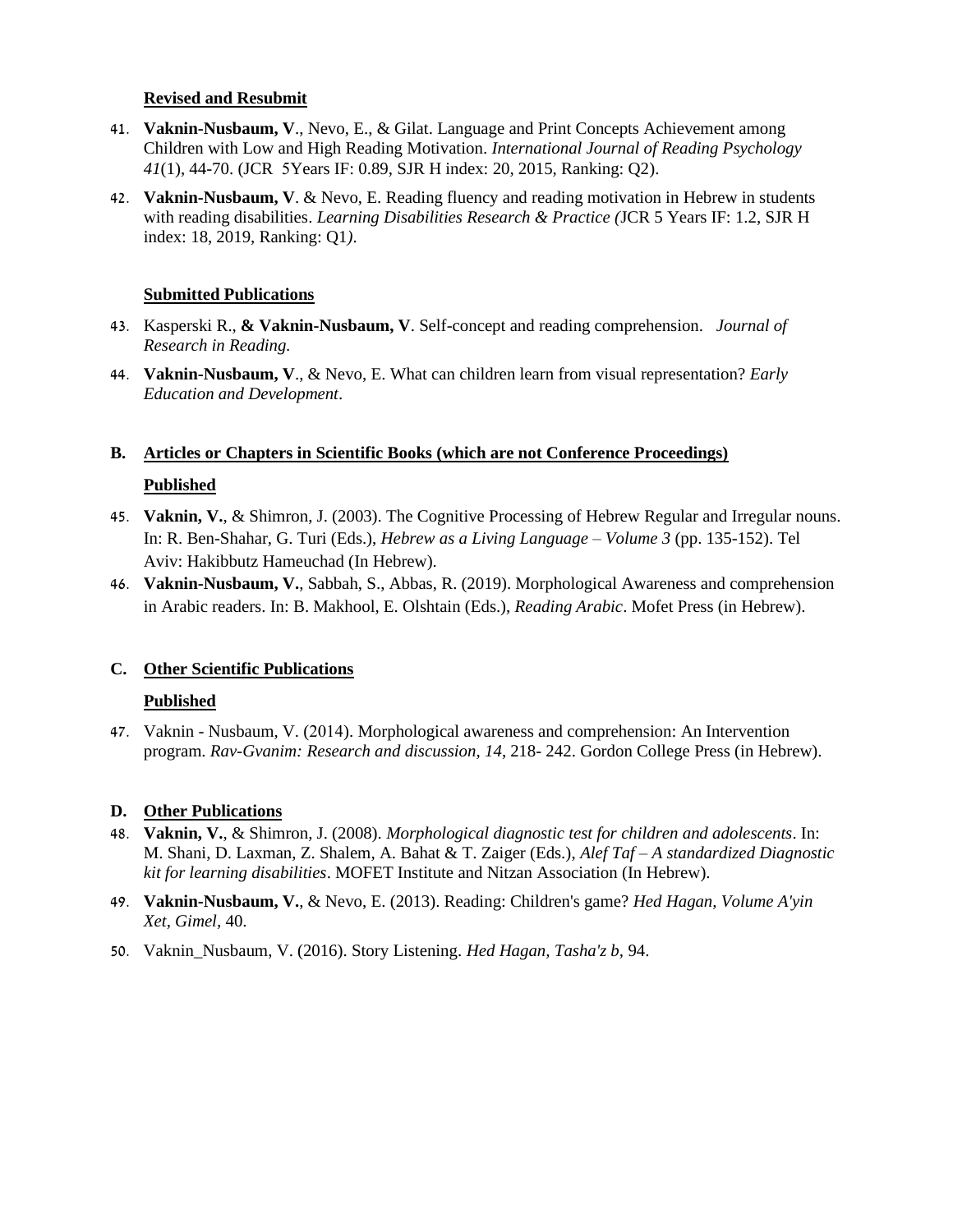**Revised and Resubmit**

41. **Vaknin-Nusbaum, V**., Nevo, E., & Gilat. Language and Print Concepts Achievement among Children with Low and High Reading Motivation. *International Journal of Reading Psychology 41*(1), 44-70. (JCR 5Years IF: 0.89, SJR H index: 20, 2015, Ranking: Q2).
42. **Vaknin-Nusbaum, V**. & Nevo, E. Reading fluency and reading motivation in Hebrew in students with reading disabilities. *Learning Disabilities Research & Practice (*JCR 5 Years IF: 1.2, SJR H index: 18, 2019, Ranking: Q1*)*.

**Submitted Publications**

43. Kasperski R., **& Vaknin-Nusbaum, V**. Self-concept and reading comprehension. *Journal of Research in Reading.*
44. **Vaknin-Nusbaum, V**., & Nevo, E. What can children learn from visual representation? *Early Education and Development*.

**B. Articles or Chapters in Scientific Books (which are not Conference Proceedings)**

**Published**

45. **Vaknin, V.**, & Shimron, J. (2003). The Cognitive Processing of Hebrew Regular and Irregular nouns. In: R. Ben-Shahar, G. Turi (Eds.), *Hebrew as a Living Language – Volume 3* (pp. 135-152). Tel Aviv: Hakibbutz Hameuchad (In Hebrew).
46. **Vaknin-Nusbaum, V.**, Sabbah, S., Abbas, R. (2019). Morphological Awareness and comprehension in Arabic readers. In: B. Makhool, E. Olshtain (Eds.), *Reading Arabic*. Mofet Press (in Hebrew).

**C. Other Scientific Publications**

**Published**

47. Vaknin - Nusbaum, V. (2014). Morphological awareness and comprehension: An Intervention program. *Rav-Gvanim: Research and discussion, 14*, 218- 242. Gordon College Press (in Hebrew).

**D. Other Publications**

48. **Vaknin, V.**, & Shimron, J. (2008). *Morphological diagnostic test for children and adolescents*. In: M. Shani, D. Laxman, Z. Shalem, A. Bahat & T. Zaiger (Eds.), *Alef Taf – A standardized Diagnostic kit for learning disabilities*. MOFET Institute and Nitzan Association (In Hebrew).
49. **Vaknin-Nusbaum, V.**, & Nevo, E. (2013). Reading: Children's game? *Hed Hagan, Volume A'yin Xet, Gimel,* 40.
50. Vaknin_Nusbaum, V. (2016). Story Listening. *Hed Hagan, Tasha'z b*, 94.